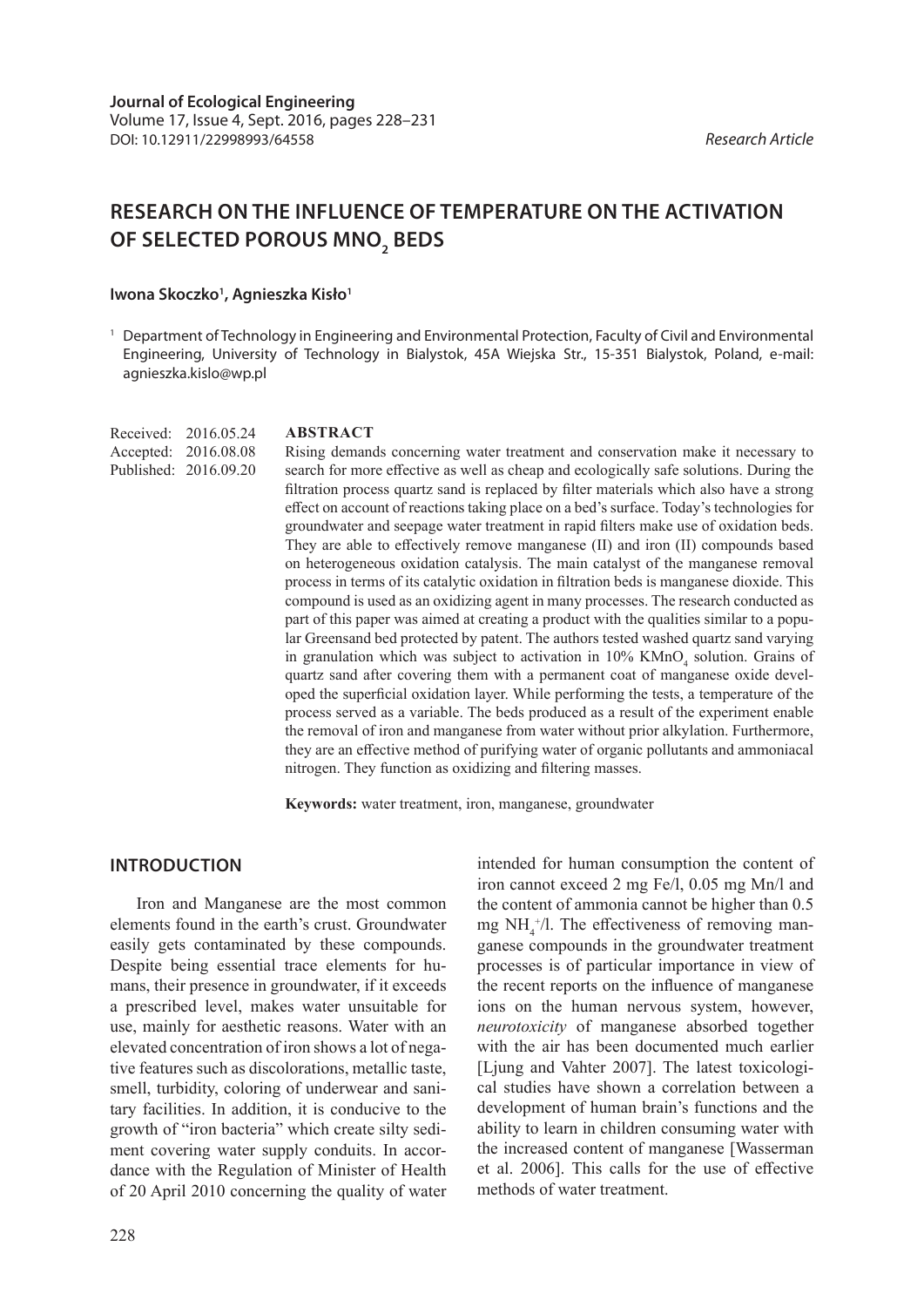Research Article

# RESEARCH ON THE INFLUENCE OF TEMPERATURE ON THE ACTIVATION OF SELECTED POROUS $MnO_2$ BEDS

**Iwona Skoczko[1], Agnieszka Kisło[1]**

[1] Department of Technology in Engineering and Environmental Protection, Faculty of Civil and Environmental Engineering, University of Technology in Bialystok, 45A Wiejska Str., 15-351 Bialystok, Poland, e-mail: agnieszka.kislo@wp.pl

Received: 2016.05.24
Accepted: 2016.08.08
Published: 2016.09.20

## ABSTRACT

Rising demands concerning water treatment and conservation make it necessary to search for more effective as well as cheap and ecologically safe solutions. During the filtration process quartz sand is replaced by filter materials which also have a strong effect on account of reactions taking place on a bed's surface. Today's technologies for groundwater and seepage water treatment in rapid filters make use of oxidation beds. They are able to effectively remove manganese (II) and iron (II) compounds based on heterogeneous oxidation catalysis. The main catalyst of the manganese removal process in terms of its catalytic oxidation in filtration beds is manganese dioxide. This compound is used as an oxidizing agent in many processes. The research conducted as part of this paper was aimed at creating a product with the qualities similar to a popular Greensand bed protected by patent. The authors tested washed quartz sand varying in granulation which was subject to activation in 10% $KMnO_4$ solution. Grains of quartz sand after covering them with a permanent coat of manganese oxide developed the superficial oxidation layer. While performing the tests, a temperature of the process served as a variable. The beds produced as a result of the experiment enable the removal of iron and manganese from water without prior alkylation. Furthermore, they are an effective method of purifying water of organic pollutants and ammoniacal nitrogen. They function as oxidizing and filtering masses.

**Keywords:** water treatment, iron, manganese, groundwater

## INTRODUCTION

Iron and Manganese are the most common elements found in the earth's crust. Groundwater easily gets contaminated by these compounds. Despite being essential trace elements for humans, their presence in groundwater, if it exceeds a prescribed level, makes water unsuitable for use, mainly for aesthetic reasons. Water with an elevated concentration of iron shows a lot of negative features such as discolorations, metallic taste, smell, turbidity, coloring of underwear and sanitary facilities. In addition, it is conducive to the growth of "iron bacteria" which create silty sediment covering water supply conduits. In accordance with the Regulation of Minister of Health of 20 April 2010 concerning the quality of water intended for human consumption the content of iron cannot exceed 2 mg Fe/l, 0.05 mg Mn/l and the content of ammonia cannot be higher than 0.5 mg $NH_4^+$/l. The effectiveness of removing manganese compounds in the groundwater treatment processes is of particular importance in view of the recent reports on the influence of manganese ions on the human nervous system, however, *neurotoxicity* of manganese absorbed together with the air has been documented much earlier [Ljung and Vahter 2007]. The latest toxicological studies have shown a correlation between a development of human brain's functions and the ability to learn in children consuming water with the increased content of manganese [Wasserman et al. 2006]. This calls for the use of effective methods of water treatment.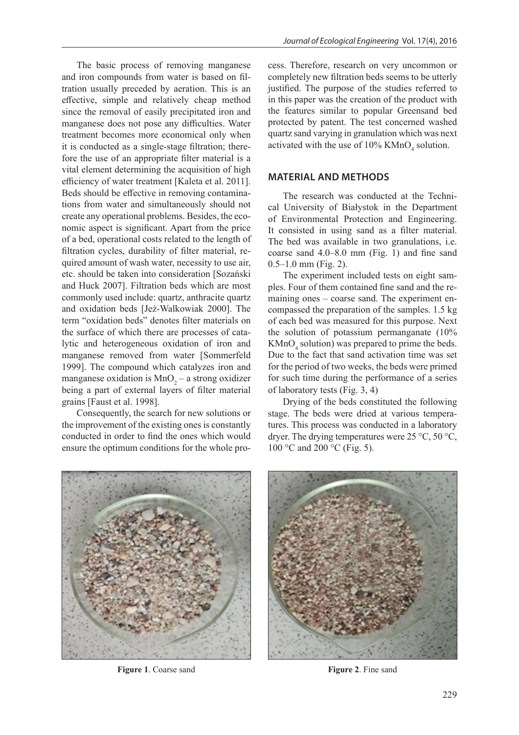The basic process of removing manganese and iron compounds from water is based on filtration usually preceded by aeration. This is an effective, simple and relatively cheap method since the removal of easily precipitated iron and manganese does not pose any difficulties. Water treatment becomes more economical only when it is conducted as a single-stage filtration; therefore the use of an appropriate filter material is a vital element determining the acquisition of high efficiency of water treatment [Kaleta et al. 2011]. Beds should be effective in removing contaminations from water and simultaneously should not create any operational problems. Besides, the economic aspect is significant. Apart from the price of a bed, operational costs related to the length of filtration cycles, durability of filter material, required amount of wash water, necessity to use air, etc. should be taken into consideration [Sozański and Huck 2007]. Filtration beds which are most commonly used include: quartz, anthracite quartz and oxidation beds [Jeż-Walkowiak 2000]. The term "oxidation beds" denotes filter materials on the surface of which there are processes of catalytic and heterogeneous oxidation of iron and manganese removed from water [Sommerfeld 1999]. The compound which catalyzes iron and manganese oxidation is $MnO_2$ – a strong oxidizer being a part of external layers of filter material grains [Faust et al. 1998].

Consequently, the search for new solutions or the improvement of the existing ones is constantly conducted in order to find the ones which would ensure the optimum conditions for the whole process. Therefore, research on very uncommon or completely new filtration beds seems to be utterly justified. The purpose of the studies referred to in this paper was the creation of the product with the features similar to popular Greensand bed protected by patent. The test concerned washed quartz sand varying in granulation which was next activated with the use of 10% $KMnO_4$ solution.

## MATERIAL AND METHODS

The research was conducted at the Technical University of Białystok in the Department of Environmental Protection and Engineering. It consisted in using sand as a filter material. The bed was available in two granulations, i.e. coarse sand 4.0–8.0 mm (Fig. 1) and fine sand 0.5–1.0 mm (Fig. 2).

The experiment included tests on eight samples. Four of them contained fine sand and the remaining ones – coarse sand. The experiment encompassed the preparation of the samples. 1.5 kg of each bed was measured for this purpose. Next the solution of potassium permanganate (10% $KMnO_4$ solution) was prepared to prime the beds. Due to the fact that sand activation time was set for the period of two weeks, the beds were primed for such time during the performance of a series of laboratory tests (Fig. 3, 4)

Drying of the beds constituted the following stage. The beds were dried at various temperatures. This process was conducted in a laboratory dryer. The drying temperatures were 25 °C, 50 °C, 100 °C and 200 °C (Fig. 5).

**Figure 1**. Coarse sand

**Figure 2**. Fine sand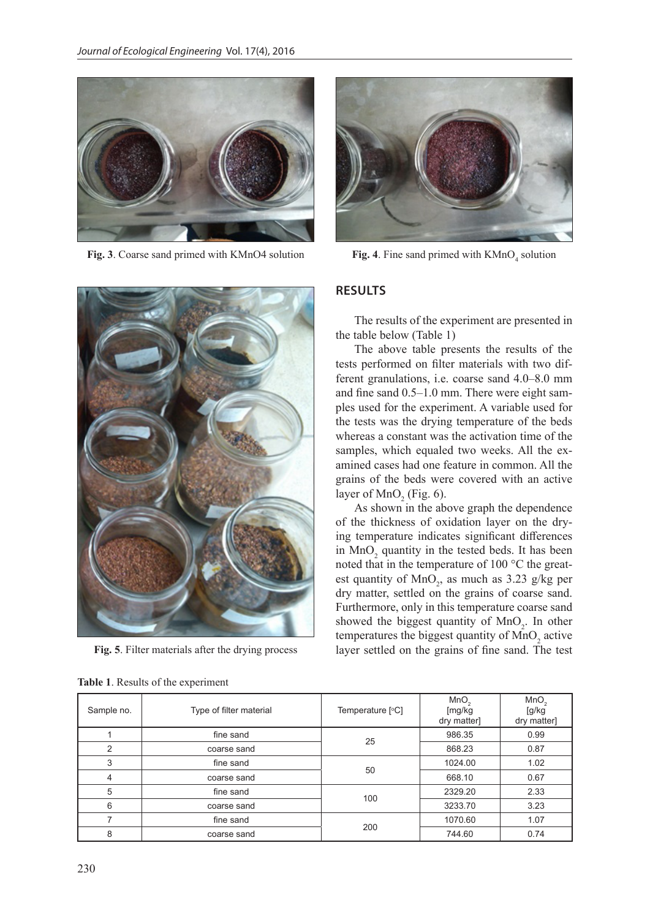Fig. 3. Coarse sand primed with KMnO4 solution

Fig. 4. Fine sand primed with $KMnO_4$ solution

Fig. 5. Filter materials after the drying process

## RESULTS

The results of the experiment are presented in the table below (Table 1)

The above table presents the results of the tests performed on filter materials with two different granulations, i.e. coarse sand 4.0–8.0 mm and fine sand 0.5–1.0 mm. There were eight samples used for the experiment. A variable used for the tests was the drying temperature of the beds whereas a constant was the activation time of the samples, which equaled two weeks. All the examined cases had one feature in common. All the grains of the beds were covered with an active layer of $MnO_2$ (Fig. 6).

As shown in the above graph the dependence of the thickness of oxidation layer on the drying temperature indicates significant differences in $MnO_2$ quantity in the tested beds. It has been noted that in the temperature of 100 °C the greatest quantity of $MnO_2$, as much as 3.23 g/kg per dry matter, settled on the grains of coarse sand. Furthermore, only in this temperature coarse sand showed the biggest quantity of $MnO_2$. In other temperatures the biggest quantity of $MnO_2$ active layer settled on the grains of fine sand. The test

**Table 1**. Results of the experiment

| Sample no. | Type of filter material | Temperature [°C] | $MnO_2$ [mg/kg dry matter] | $MnO_2$ [g/kg dry matter] |
|---|---|---|---|---|
| 1 | fine sand | 25 | 986.35 | 0.99 |
| 2 | coarse sand | | 868.23 | 0.87 |
| 3 | fine sand | 50 | 1024.00 | 1.02 |
| 4 | coarse sand | | 668.10 | 0.67 |
| 5 | fine sand | 100 | 2329.20 | 2.33 |
| 6 | coarse sand | | 3233.70 | 3.23 |
| 7 | fine sand | 200 | 1070.60 | 1.07 |
| 8 | coarse sand | | 744.60 | 0.74 |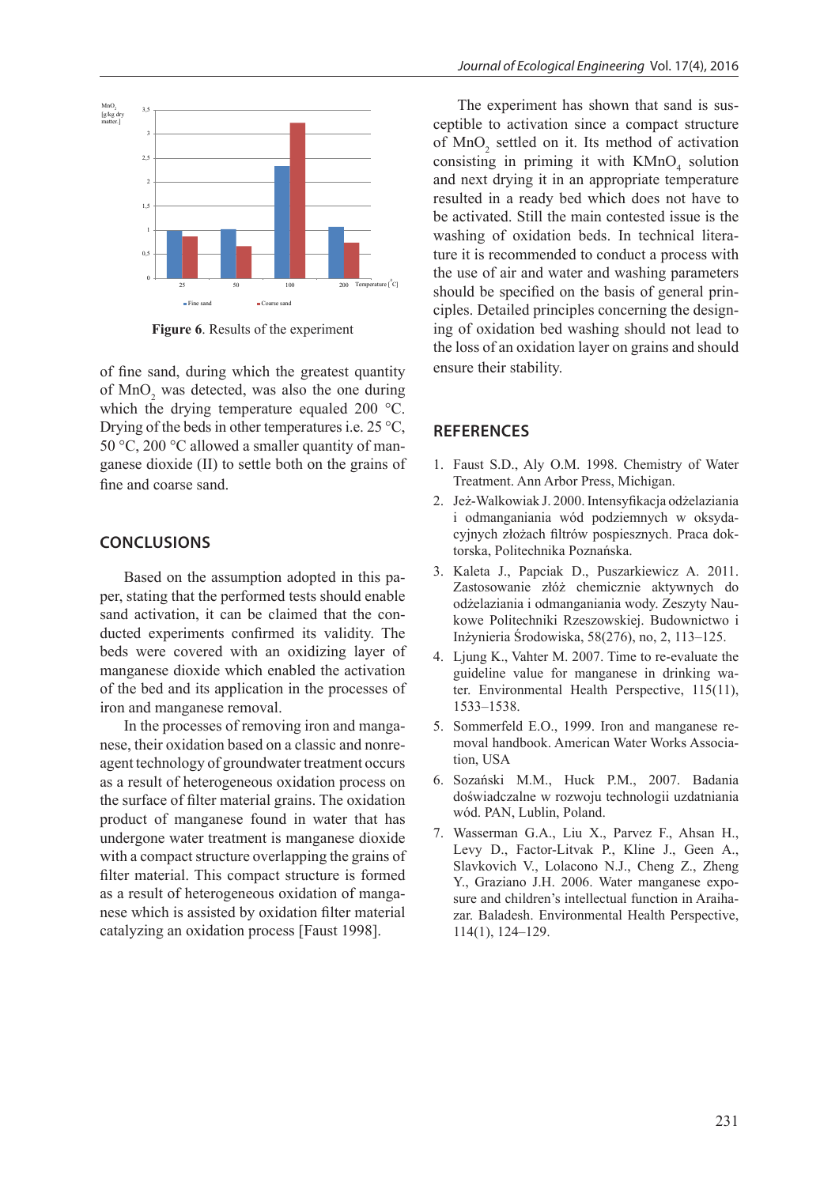MnO$_2$ [g/kg dry matter]

3,5
3
2,5
2
1,5
1
0,5
0

25
50
100
200
Temperature [°C]

Fine sand
Coarse sand

**Figure 6**. Results of the experiment

of fine sand, during which the greatest quantity of $MnO_2$ was detected, was also the one during which the drying temperature equaled 200 °C. Drying of the beds in other temperatures i.e. 25 °C, 50 °C, 200 °C allowed a smaller quantity of manganese dioxide (II) to settle both on the grains of fine and coarse sand.

## CONCLUSIONS

Based on the assumption adopted in this paper, stating that the performed tests should enable sand activation, it can be claimed that the conducted experiments confirmed its validity. The beds were covered with an oxidizing layer of manganese dioxide which enabled the activation of the bed and its application in the processes of iron and manganese removal.

In the processes of removing iron and manganese, their oxidation based on a classic and nonreagent technology of groundwater treatment occurs as a result of heterogeneous oxidation process on the surface of filter material grains. The oxidation product of manganese found in water that has undergone water treatment is manganese dioxide with a compact structure overlapping the grains of filter material. This compact structure is formed as a result of heterogeneous oxidation of manganese which is assisted by oxidation filter material catalyzing an oxidation process [Faust 1998].

The experiment has shown that sand is susceptible to activation since a compact structure of $MnO_2$ settled on it. Its method of activation consisting in priming it with $KMnO_4$ solution and next drying it in an appropriate temperature resulted in a ready bed which does not have to be activated. Still the main contested issue is the washing of oxidation beds. In technical literature it is recommended to conduct a process with the use of air and water and washing parameters should be specified on the basis of general principles. Detailed principles concerning the designing of oxidation bed washing should not lead to the loss of an oxidation layer on grains and should ensure their stability.

## REFERENCES

1. Faust S.D., Aly O.M. 1998. Chemistry of Water Treatment. Ann Arbor Press, Michigan.
2. Jeż-Walkowiak J. 2000. Intensyfikacja odżelaziania i odmanganiania wód podziemnych w oksydacyjnych złożach filtrów pospiesznych. Praca doktorska, Politechnika Poznańska.
3. Kaleta J., Papciak D., Puszarkiewicz A. 2011. Zastosowanie złóż chemicznie aktywnych do odżelaziania i odmanganiania wody. Zeszyty Naukowe Politechniki Rzeszowskiej. Budownictwo i Inżynieria Środowiska, 58(276), no, 2, 113–125.
4. Ljung K., Vahter M. 2007. Time to re-evaluate the guideline value for manganese in drinking water. Environmental Health Perspective, 115(11), 1533–1538.
5. Sommerfeld E.O., 1999. Iron and manganese removal handbook. American Water Works Association, USA
6. Sozański M.M., Huck P.M., 2007. Badania doświadczalne w rozwoju technologii uzdatniania wód. PAN, Lublin, Poland.
7. Wasserman G.A., Liu X., Parvez F., Ahsan H., Levy D., Factor-Litvak P., Kline J., Geen A., Slavkovich V., Lolacono N.J., Cheng Z., Zheng Y., Graziano J.H. 2006. Water manganese exposure and children's intellectual function in Araihazar. Baladesh. Environmental Health Perspective, 114(1), 124–129.